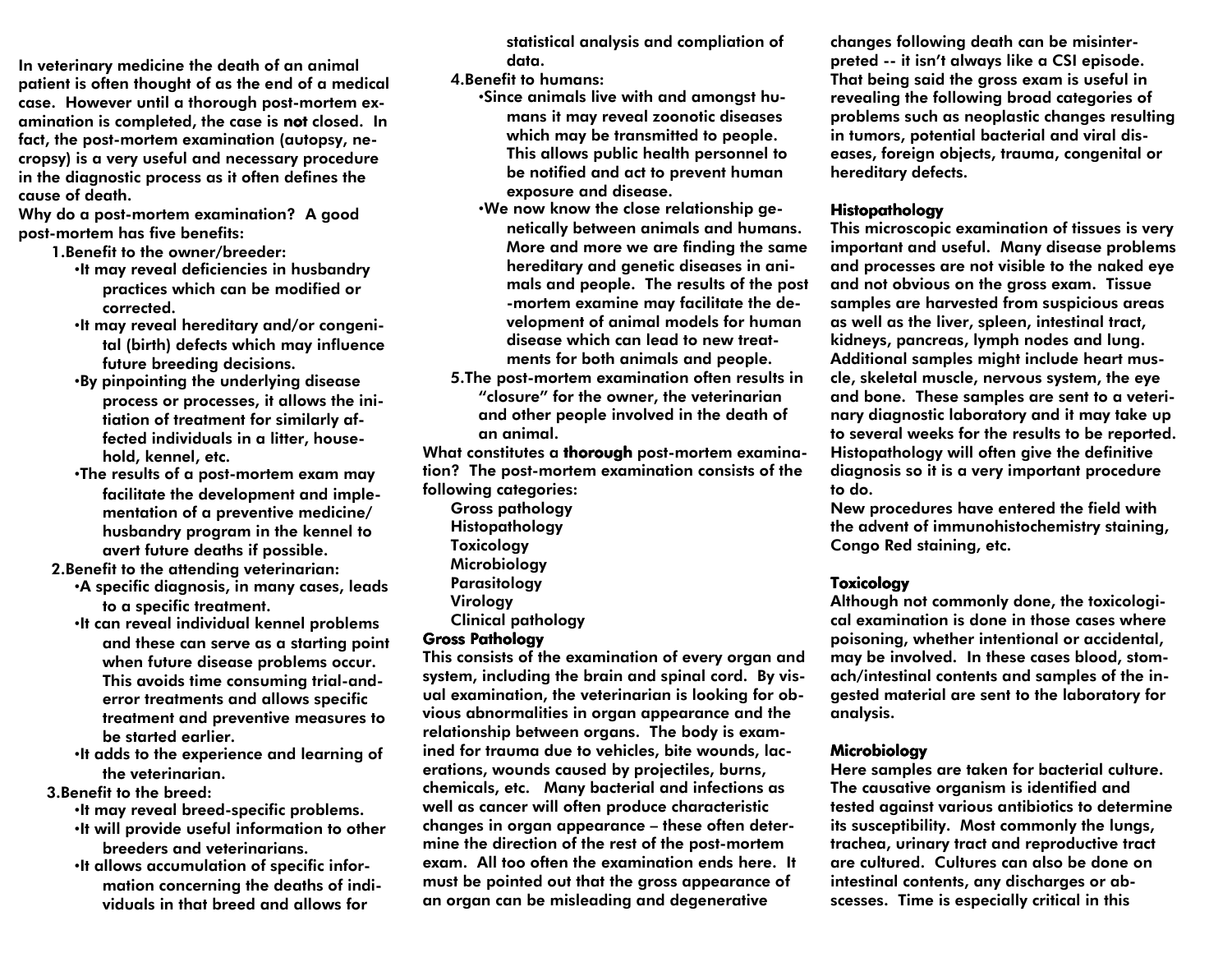In veterinary medicine the death of an animal patient is often thought of as the end of a medical case. However until a thorough post-mortem examination is completed, the case is **not** closed. In fact, the post-mortem examination (autopsy, necropsy) is a very useful and necessary procedure in the diagnostic process as it often defines the cause of death.

Why do a post-mortem examination? A good post-mortem has five benefits:

1. Benefit to the owner/breeder:
   - It may reveal deficiencies in husbandry practices which can be modified or corrected.
   - It may reveal hereditary and/or congenital (birth) defects which may influence future breeding decisions.
   - By pinpointing the underlying disease process or processes, it allows the initiation of treatment for similarly affected individuals in a litter, household, kennel, etc.
   - The results of a post-mortem exam may facilitate the development and implementation of a preventive medicine/husbandry program in the kennel to avert future deaths if possible.
2. Benefit to the attending veterinarian:
   - A specific diagnosis, in many cases, leads to a specific treatment.
   - It can reveal individual kennel problems and these can serve as a starting point when future disease problems occur. This avoids time consuming trial-and-error treatments and allows specific treatment and preventive measures to be started earlier.
   - It adds to the experience and learning of the veterinarian.
3. Benefit to the breed:
   - It may reveal breed-specific problems.
   - It will provide useful information to other breeders and veterinarians.
   - It allows accumulation of specific information concerning the deaths of individuals in that breed and allows for statistical analysis and compliation of data.
4. Benefit to humans:
   - Since animals live with and amongst humans it may reveal zoonotic diseases which may be transmitted to people. This allows public health personnel to be notified and act to prevent human exposure and disease.
   - We now know the close relationship genetically between animals and humans. More and more we are finding the same hereditary and genetic diseases in animals and people. The results of the post-mortem examine may facilitate the development of animal models for human disease which can lead to new treatments for both animals and people.
5. The post-mortem examination often results in "closure" for the owner, the veterinarian and other people involved in the death of an animal.

What constitutes a **thorough** post-mortem examination? The post-mortem examination consists of the following categories:

- Gross pathology
- Histopathology
- Toxicology
- Microbiology
- Parasitology
- Virology
- Clinical pathology

## Gross Pathology

This consists of the examination of every organ and system, including the brain and spinal cord. By visual examination, the veterinarian is looking for obvious abnormalities in organ appearance and the relationship between organs. The body is examined for trauma due to vehicles, bite wounds, lacerations, wounds caused by projectiles, burns, chemicals, etc. Many bacterial and infections as well as cancer will often produce characteristic changes in organ appearance – these often determine the direction of the rest of the post-mortem exam. All too often the examination ends here. It must be pointed out that the gross appearance of an organ can be misleading and degenerative changes following death can be misinterpreted -- it isn't always like a CSI episode. That being said the gross exam is useful in revealing the following broad categories of problems such as neoplastic changes resulting in tumors, potential bacterial and viral diseases, foreign objects, trauma, congenital or hereditary defects.

## Histopathology

This microscopic examination of tissues is very important and useful. Many disease problems and processes are not visible to the naked eye and not obvious on the gross exam. Tissue samples are harvested from suspicious areas as well as the liver, spleen, intestinal tract, kidneys, pancreas, lymph nodes and lung. Additional samples might include heart muscle, skeletal muscle, nervous system, the eye and bone. These samples are sent to a veterinary diagnostic laboratory and it may take up to several weeks for the results to be reported. Histopathology will often give the definitive diagnosis so it is a very important procedure to do.

New procedures have entered the field with the advent of immunohistochemistry staining, Congo Red staining, etc.

## Toxicology

Although not commonly done, the toxicological examination is done in those cases where poisoning, whether intentional or accidental, may be involved. In these cases blood, stomach/intestinal contents and samples of the ingested material are sent to the laboratory for analysis.

## Microbiology

Here samples are taken for bacterial culture. The causative organism is identified and tested against various antibiotics to determine its susceptibility. Most commonly the lungs, trachea, urinary tract and reproductive tract are cultured. Cultures can also be done on intestinal contents, any discharges or abscesses. Time is especially critical in this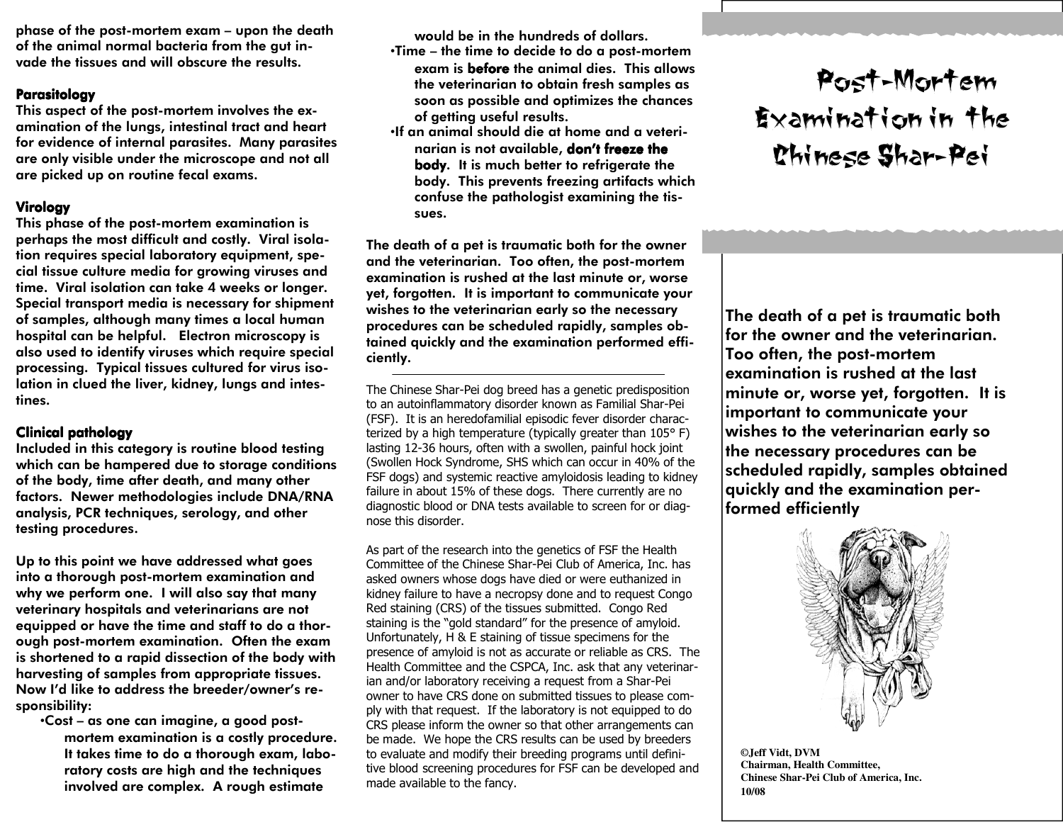phase of the post-mortem exam – upon the death of the animal normal bacteria from the gut invade the tissues and will obscure the results.

**Parasitology**
This aspect of the post-mortem involves the examination of the lungs, intestinal tract and heart for evidence of internal parasites. Many parasites are only visible under the microscope and not all are picked up on routine fecal exams.

**Virology**
This phase of the post-mortem examination is perhaps the most difficult and costly. Viral isolation requires special laboratory equipment, special tissue culture media for growing viruses and time. Viral isolation can take 4 weeks or longer. Special transport media is necessary for shipment of samples, although many times a local human hospital can be helpful. Electron microscopy is also used to identify viruses which require special processing. Typical tissues cultured for virus isolation in clued the liver, kidney, lungs and intestines.

**Clinical pathology**
Included in this category is routine blood testing which can be hampered due to storage conditions of the body, time after death, and many other factors. Newer methodologies include DNA/RNA analysis, PCR techniques, serology, and other testing procedures.

Up to this point we have addressed what goes into a thorough post-mortem examination and why we perform one. I will also say that many veterinary hospitals and veterinarians are not equipped or have the time and staff to do a thorough post-mortem examination. Often the exam is shortened to a rapid dissection of the body with harvesting of samples from appropriate tissues. Now I'd like to address the breeder/owner's responsibility:

- Cost – as one can imagine, a good post-mortem examination is a costly procedure. It takes time to do a thorough exam, laboratory costs are high and the techniques involved are complex. A rough estimate would be in the hundreds of dollars.
- Time – the time to decide to do a post-mortem exam is **before** the animal dies. This allows the veterinarian to obtain fresh samples as soon as possible and optimizes the chances of getting useful results.
- If an animal should die at home and a veterinarian is not available, **don't freeze the body**. It is much better to refrigerate the body. This prevents freezing artifacts which confuse the pathologist examining the tissues.

**The death of a pet is traumatic both for the owner and the veterinarian. Too often, the post-mortem examination is rushed at the last minute or, worse yet, forgotten. It is important to communicate your wishes to the veterinarian early so the necessary procedures can be scheduled rapidly, samples obtained quickly and the examination performed efficiently.**

---

The Chinese Shar-Pei dog breed has a genetic predisposition to an autoinflammatory disorder known as Familial Shar-Pei (FSF). It is an heredofamilial episodic fever disorder characterized by a high temperature (typically greater than 105° F) lasting 12-36 hours, often with a swollen, painful hock joint (Swollen Hock Syndrome, SHS which can occur in 40% of the FSF dogs) and systemic reactive amyloidosis leading to kidney failure in about 15% of these dogs. There currently are no diagnostic blood or DNA tests available to screen for or diagnose this disorder.

As part of the research into the genetics of FSF the Health Committee of the Chinese Shar-Pei Club of America, Inc. has asked owners whose dogs have died or were euthanized in kidney failure to have a necropsy done and to request Congo Red staining (CRS) of the tissues submitted. Congo Red staining is the "gold standard" for the presence of amyloid. Unfortunately, H & E staining of tissue specimens for the presence of amyloid is not as accurate or reliable as CRS. The Health Committee and the CSPCA, Inc. ask that any veterinarian and/or laboratory receiving a request from a Shar-Pei owner to have CRS done on submitted tissues to please comply with that request. If the laboratory is not equipped to do CRS please inform the owner so that other arrangements can be made. We hope the CRS results can be used by breeders to evaluate and modify their breeding programs until definitive blood screening procedures for FSF can be developed and made available to the fancy.

# Post-Mortem Examination in the Chinese Shar-Pei

**The death of a pet is traumatic both for the owner and the veterinarian. Too often, the post-mortem examination is rushed at the last minute or, worse yet, forgotten. It is important to communicate your wishes to the veterinarian early so the necessary procedures can be scheduled rapidly, samples obtained quickly and the examination performed efficiently**

**©Jeff Vidt, DVM**
**Chairman, Health Committee,**
**Chinese Shar-Pei Club of America, Inc.**
**10/08**